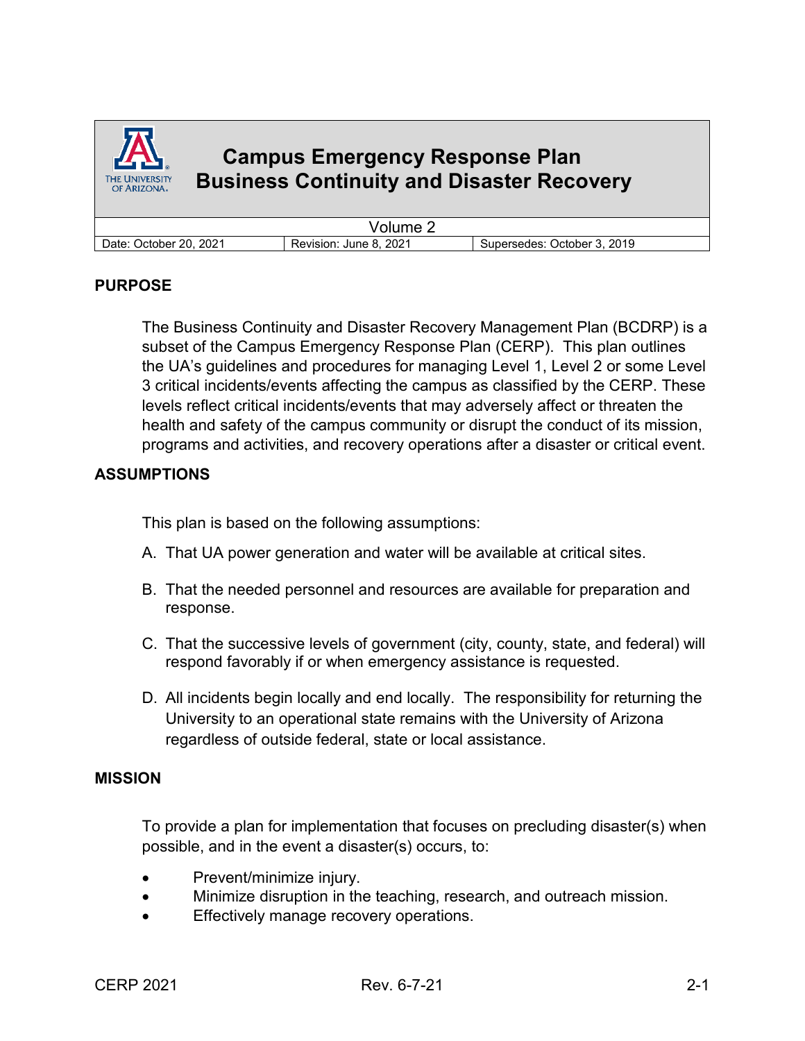# Campus Emergency Response Plan
# Business Continuity and Disaster Recovery

| Volume 2 | | |
|---|---|---|
| Date: October 20, 2021 | Revision: June 8, 2021 | Supersedes: October 3, 2019 |

## PURPOSE

The Business Continuity and Disaster Recovery Management Plan (BCDRP) is a subset of the Campus Emergency Response Plan (CERP). This plan outlines the UA's guidelines and procedures for managing Level 1, Level 2 or some Level 3 critical incidents/events affecting the campus as classified by the CERP. These levels reflect critical incidents/events that may adversely affect or threaten the health and safety of the campus community or disrupt the conduct of its mission, programs and activities, and recovery operations after a disaster or critical event.

## ASSUMPTIONS

This plan is based on the following assumptions:

A. That UA power generation and water will be available at critical sites.

B. That the needed personnel and resources are available for preparation and response.

C. That the successive levels of government (city, county, state, and federal) will respond favorably if or when emergency assistance is requested.

D. All incidents begin locally and end locally. The responsibility for returning the University to an operational state remains with the University of Arizona regardless of outside federal, state or local assistance.

## MISSION

To provide a plan for implementation that focuses on precluding disaster(s) when possible, and in the event a disaster(s) occurs, to:

- Prevent/minimize injury.
- Minimize disruption in the teaching, research, and outreach mission.
- Effectively manage recovery operations.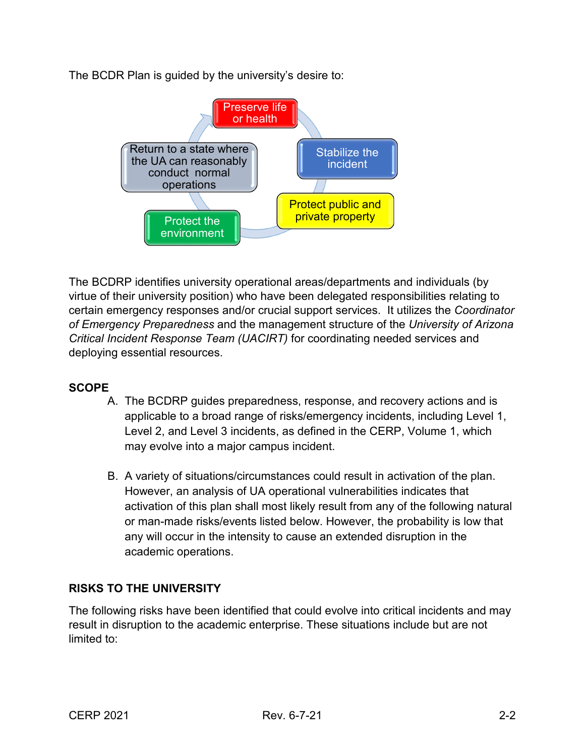The BCDR Plan is guided by the university's desire to:

- Preserve life or health
- Stabilize the incident
- Protect public and private property
- Protect the environment
- Return to a state where the UA can reasonably conduct normal operations

The BCDRP identifies university operational areas/departments and individuals (by virtue of their university position) who have been delegated responsibilities relating to certain emergency responses and/or crucial support services. It utilizes the *Coordinator of Emergency Preparedness* and the management structure of the *University of Arizona Critical Incident Response Team (UACIRT)* for coordinating needed services and deploying essential resources.

## SCOPE

A. The BCDRP guides preparedness, response, and recovery actions and is applicable to a broad range of risks/emergency incidents, including Level 1, Level 2, and Level 3 incidents, as defined in the CERP, Volume 1, which may evolve into a major campus incident.

B. A variety of situations/circumstances could result in activation of the plan. However, an analysis of UA operational vulnerabilities indicates that activation of this plan shall most likely result from any of the following natural or man-made risks/events listed below. However, the probability is low that any will occur in the intensity to cause an extended disruption in the academic operations.

## RISKS TO THE UNIVERSITY

The following risks have been identified that could evolve into critical incidents and may result in disruption to the academic enterprise. These situations include but are not limited to: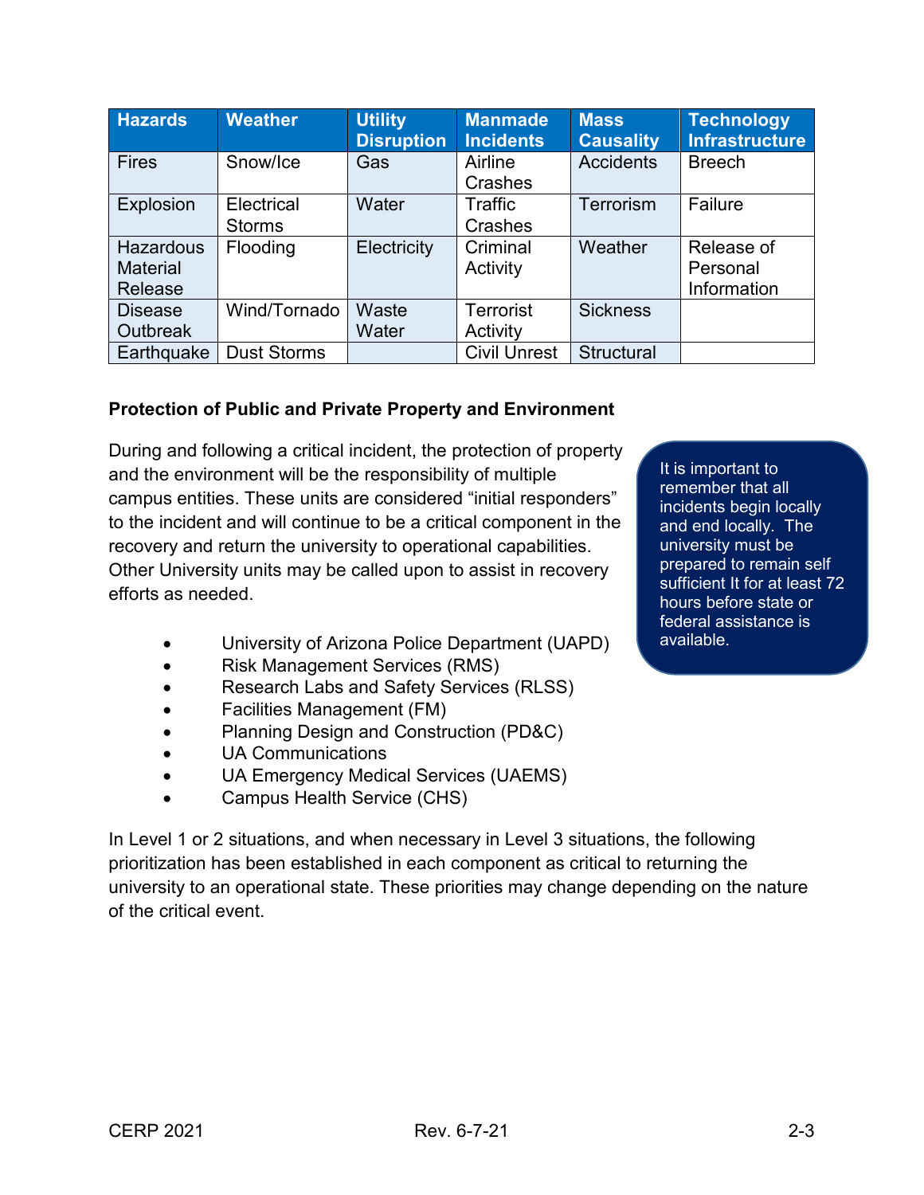| Hazards | Weather | Utility Disruption | Manmade Incidents | Mass Causality | Technology Infrastructure |
|---|---|---|---|---|---|
| Fires | Snow/Ice | Gas | Airline Crashes | Accidents | Breech |
| Explosion | Electrical Storms | Water | Traffic Crashes | Terrorism | Failure |
| Hazardous Material Release | Flooding | Electricity | Criminal Activity | Weather | Release of Personal Information |
| Disease Outbreak | Wind/Tornado | Waste Water | Terrorist Activity | Sickness | |
| Earthquake | Dust Storms | | Civil Unrest | Structural | |

**Protection of Public and Private Property and Environment**

During and following a critical incident, the protection of property and the environment will be the responsibility of multiple campus entities. These units are considered "initial responders" to the incident and will continue to be a critical component in the recovery and return the university to operational capabilities. Other University units may be called upon to assist in recovery efforts as needed.

> It is important to remember that all incidents begin locally and end locally. The university must be prepared to remain self sufficient It for at least 72 hours before state or federal assistance is available.

- University of Arizona Police Department (UAPD)
- Risk Management Services (RMS)
- Research Labs and Safety Services (RLSS)
- Facilities Management (FM)
- Planning Design and Construction (PD&C)
- UA Communications
- UA Emergency Medical Services (UAEMS)
- Campus Health Service (CHS)

In Level 1 or 2 situations, and when necessary in Level 3 situations, the following prioritization has been established in each component as critical to returning the university to an operational state. These priorities may change depending on the nature of the critical event.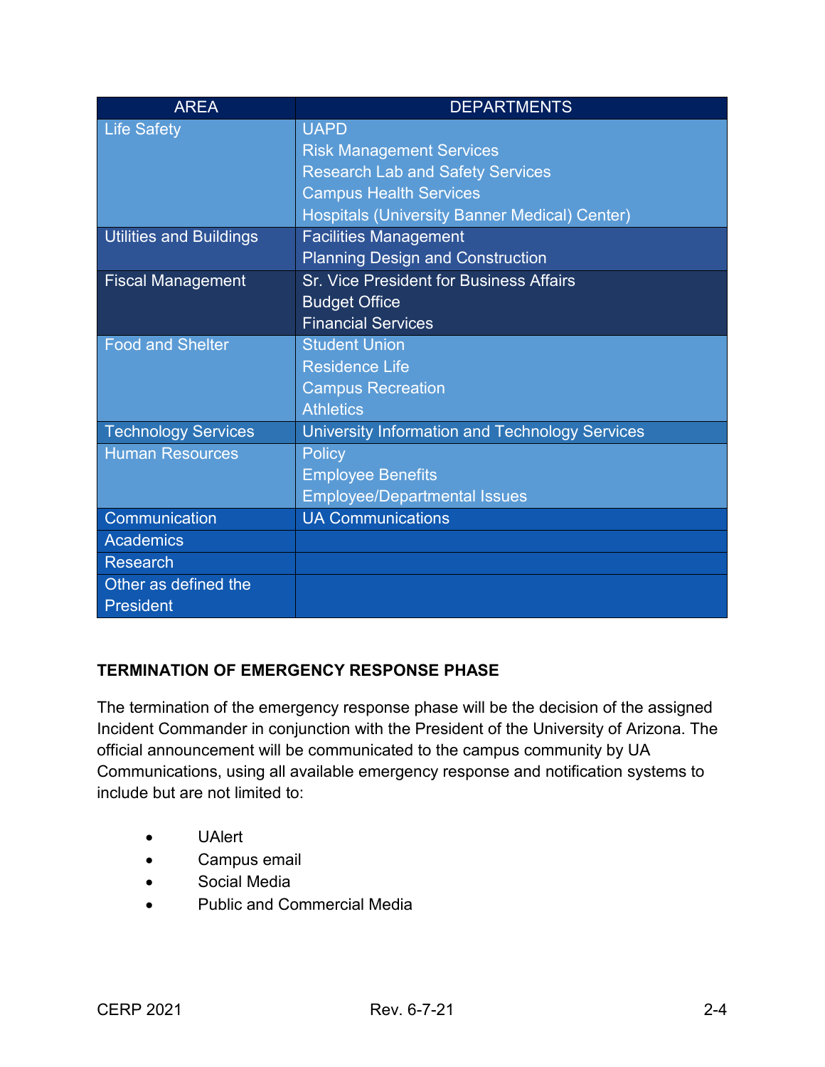| AREA | DEPARTMENTS |
|---|---|
| Life Safety | UAPD<br>Risk Management Services<br>Research Lab and Safety Services<br>Campus Health Services<br>Hospitals (University Banner Medical) Center) |
| Utilities and Buildings | Facilities Management<br>Planning Design and Construction |
| Fiscal Management | Sr. Vice President for Business Affairs<br>Budget Office<br>Financial Services |
| Food and Shelter | Student Union<br>Residence Life<br>Campus Recreation<br>Athletics |
| Technology Services | University Information and Technology Services |
| Human Resources | Policy<br>Employee Benefits<br>Employee/Departmental Issues |
| Communication | UA Communications |
| Academics | |
| Research | |
| Other as defined the President | |

**TERMINATION OF EMERGENCY RESPONSE PHASE**

The termination of the emergency response phase will be the decision of the assigned Incident Commander in conjunction with the President of the University of Arizona. The official announcement will be communicated to the campus community by UA Communications, using all available emergency response and notification systems to include but are not limited to:

- UAlert
- Campus email
- Social Media
- Public and Commercial Media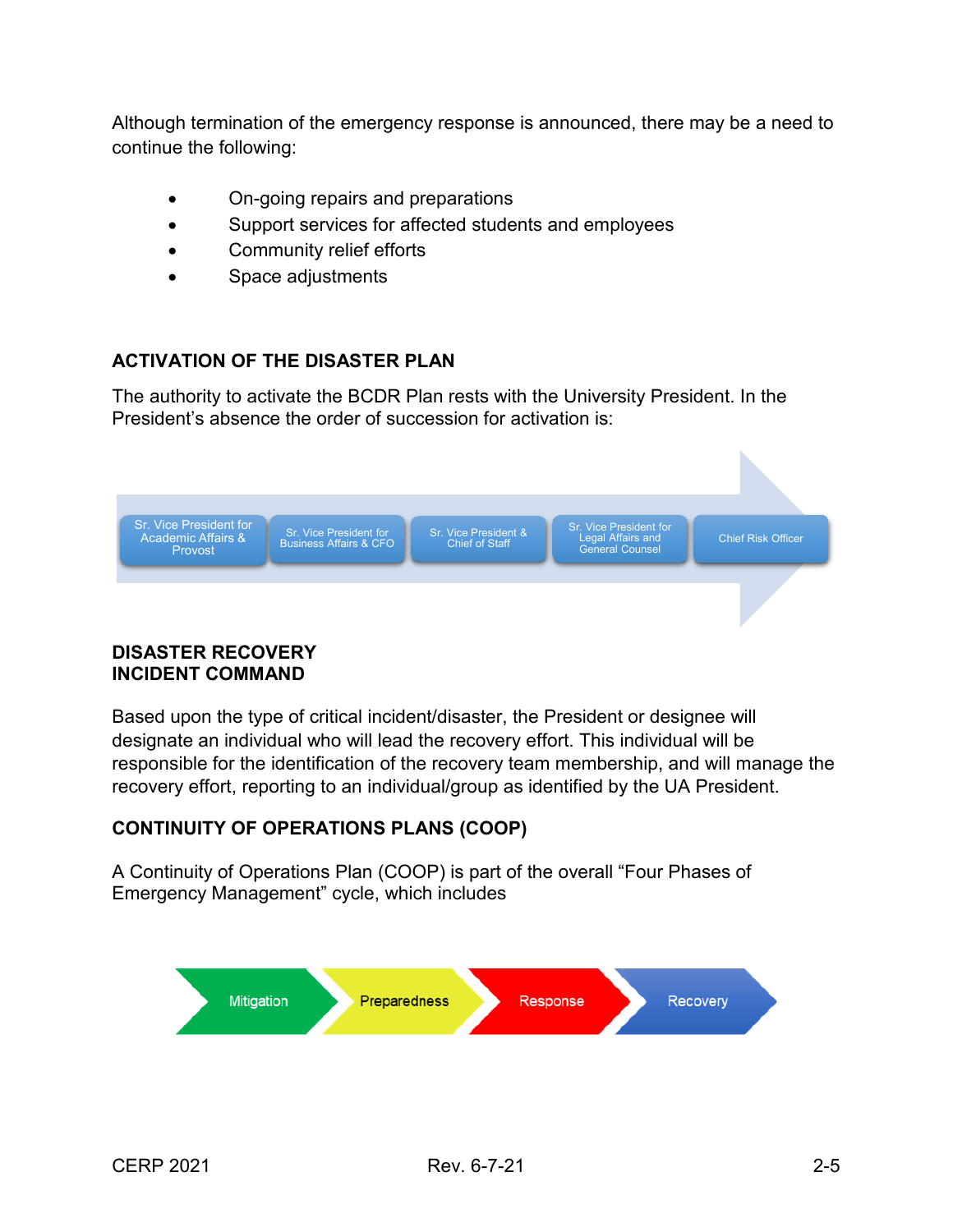Although termination of the emergency response is announced, there may be a need to continue the following:

- On-going repairs and preparations
- Support services for affected students and employees
- Community relief efforts
- Space adjustments

## ACTIVATION OF THE DISASTER PLAN

The authority to activate the BCDR Plan rests with the University President. In the President's absence the order of succession for activation is:

Sr. Vice President for Academic Affairs & Provost → Sr. Vice President for Business Affairs & CFO → Sr. Vice President & Chief of Staff → Sr. Vice President for Legal Affairs and General Counsel → Chief Risk Officer

## DISASTER RECOVERY INCIDENT COMMAND

Based upon the type of critical incident/disaster, the President or designee will designate an individual who will lead the recovery effort. This individual will be responsible for the identification of the recovery team membership, and will manage the recovery effort, reporting to an individual/group as identified by the UA President.

## CONTINUITY OF OPERATIONS PLANS (COOP)

A Continuity of Operations Plan (COOP) is part of the overall "Four Phases of Emergency Management" cycle, which includes

Mitigation → Preparedness → Response → Recovery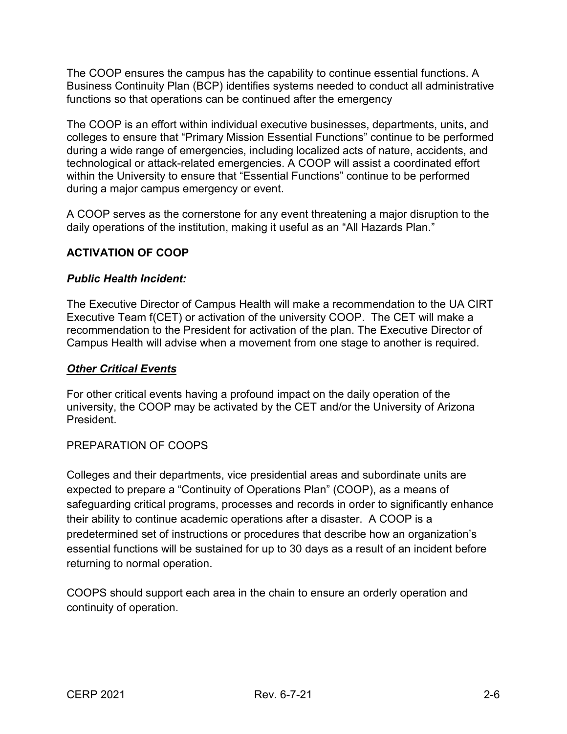The COOP ensures the campus has the capability to continue essential functions. A Business Continuity Plan (BCP) identifies systems needed to conduct all administrative functions so that operations can be continued after the emergency

The COOP is an effort within individual executive businesses, departments, units, and colleges to ensure that "Primary Mission Essential Functions" continue to be performed during a wide range of emergencies, including localized acts of nature, accidents, and technological or attack-related emergencies. A COOP will assist a coordinated effort within the University to ensure that "Essential Functions" continue to be performed during a major campus emergency or event.

A COOP serves as the cornerstone for any event threatening a major disruption to the daily operations of the institution, making it useful as an "All Hazards Plan."

## ACTIVATION OF COOP

***Public Health Incident:***

The Executive Director of Campus Health will make a recommendation to the UA CIRT Executive Team f(CET) or activation of the university COOP. The CET will make a recommendation to the President for activation of the plan. The Executive Director of Campus Health will advise when a movement from one stage to another is required.

***<u>Other Critical Events</u>***

For other critical events having a profound impact on the daily operation of the university, the COOP may be activated by the CET and/or the University of Arizona President.

PREPARATION OF COOPS

Colleges and their departments, vice presidential areas and subordinate units are expected to prepare a "Continuity of Operations Plan" (COOP), as a means of safeguarding critical programs, processes and records in order to significantly enhance their ability to continue academic operations after a disaster. A COOP is a predetermined set of instructions or procedures that describe how an organization's essential functions will be sustained for up to 30 days as a result of an incident before returning to normal operation.

COOPS should support each area in the chain to ensure an orderly operation and continuity of operation.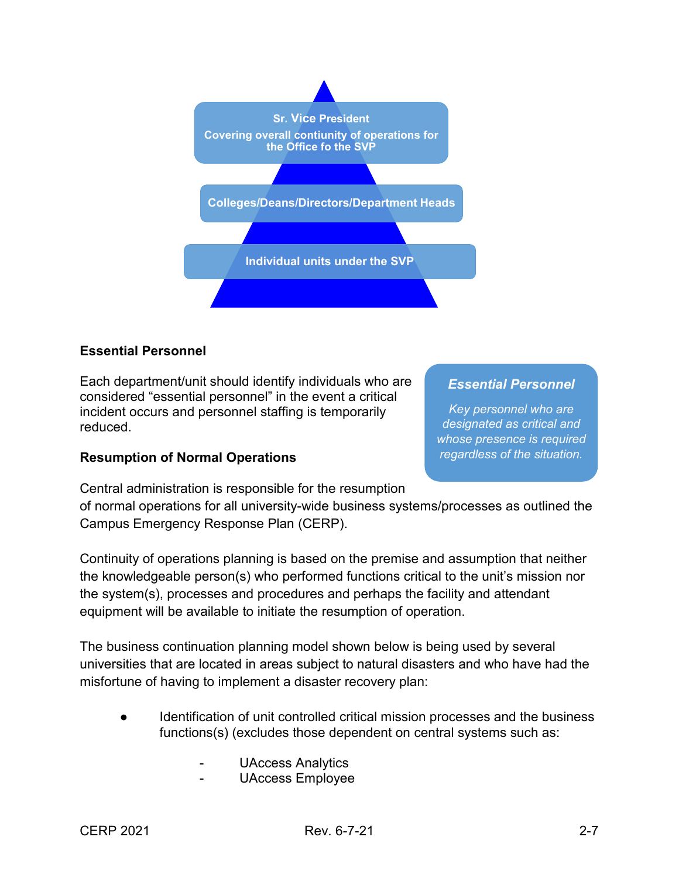**Sr. Vice President**
**Covering overall contiunity of operations for the Office fo the SVP**

**Colleges/Deans/Directors/Department Heads**

**Individual units under the SVP**

**Essential Personnel**

Each department/unit should identify individuals who are considered “essential personnel” in the event a critical incident occurs and personnel staffing is temporarily reduced.

> ***Essential Personnel***
>
> *Key personnel who are designated as critical and whose presence is required regardless of the situation.*

**Resumption of Normal Operations**

Central administration is responsible for the resumption of normal operations for all university-wide business systems/processes as outlined the Campus Emergency Response Plan (CERP).

Continuity of operations planning is based on the premise and assumption that neither the knowledgeable person(s) who performed functions critical to the unit’s mission nor the system(s), processes and procedures and perhaps the facility and attendant equipment will be available to initiate the resumption of operation.

The business continuation planning model shown below is being used by several universities that are located in areas subject to natural disasters and who have had the misfortune of having to implement a disaster recovery plan:

- Identification of unit controlled critical mission processes and the business functions(s) (excludes those dependent on central systems such as:
  - UAccess Analytics
  - UAccess Employee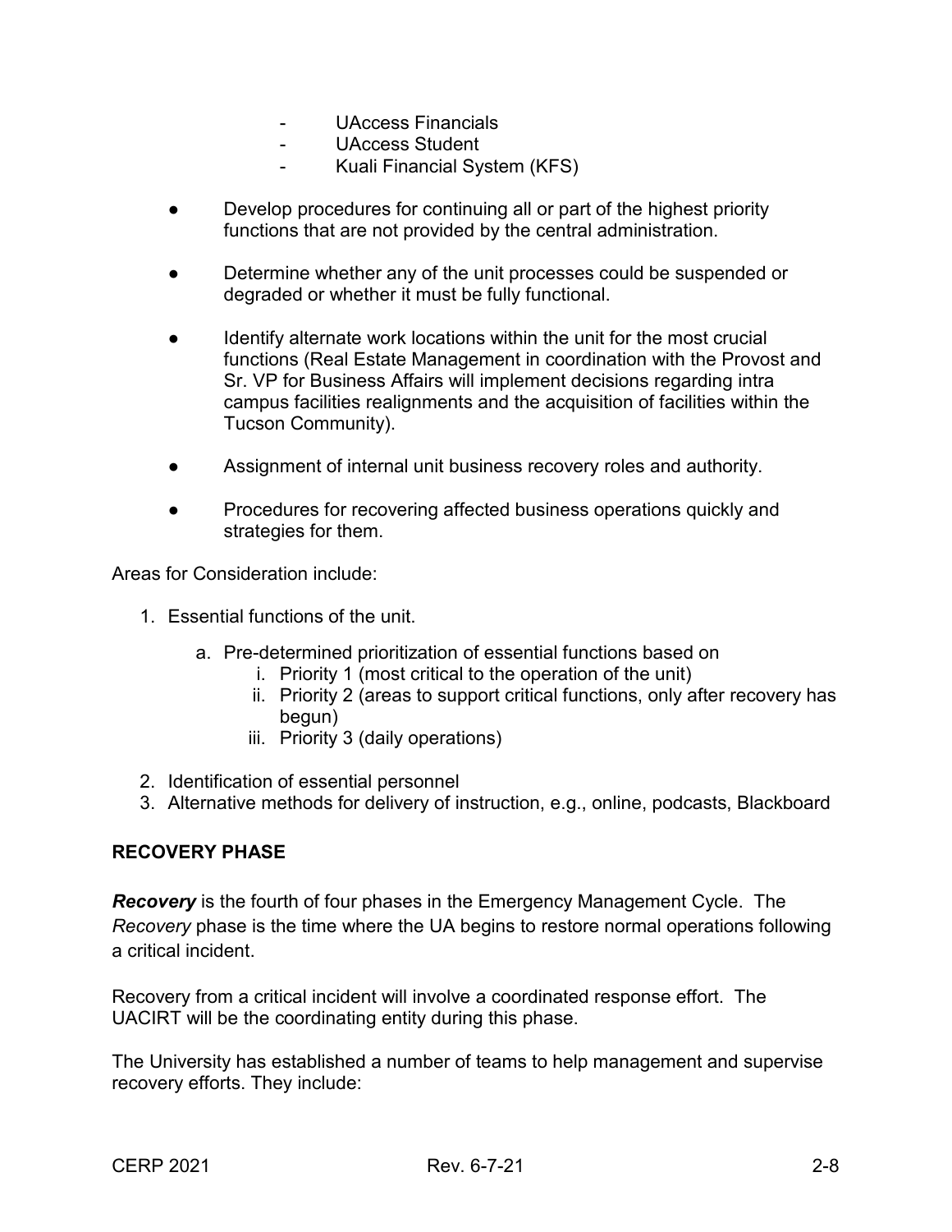- UAccess Financials
- UAccess Student
- Kuali Financial System (KFS)

- Develop procedures for continuing all or part of the highest priority functions that are not provided by the central administration.

- Determine whether any of the unit processes could be suspended or degraded or whether it must be fully functional.

- Identify alternate work locations within the unit for the most crucial functions (Real Estate Management in coordination with the Provost and Sr. VP for Business Affairs will implement decisions regarding intra campus facilities realignments and the acquisition of facilities within the Tucson Community).

- Assignment of internal unit business recovery roles and authority.

- Procedures for recovering affected business operations quickly and strategies for them.

Areas for Consideration include:

1. Essential functions of the unit.
    a. Pre-determined prioritization of essential functions based on
        i. Priority 1 (most critical to the operation of the unit)
        ii. Priority 2 (areas to support critical functions, only after recovery has begun)
        iii. Priority 3 (daily operations)
2. Identification of essential personnel
3. Alternative methods for delivery of instruction, e.g., online, podcasts, Blackboard

## RECOVERY PHASE

***Recovery*** is the fourth of four phases in the Emergency Management Cycle. The *Recovery* phase is the time where the UA begins to restore normal operations following a critical incident.

Recovery from a critical incident will involve a coordinated response effort. The UACIRT will be the coordinating entity during this phase.

The University has established a number of teams to help management and supervise recovery efforts. They include: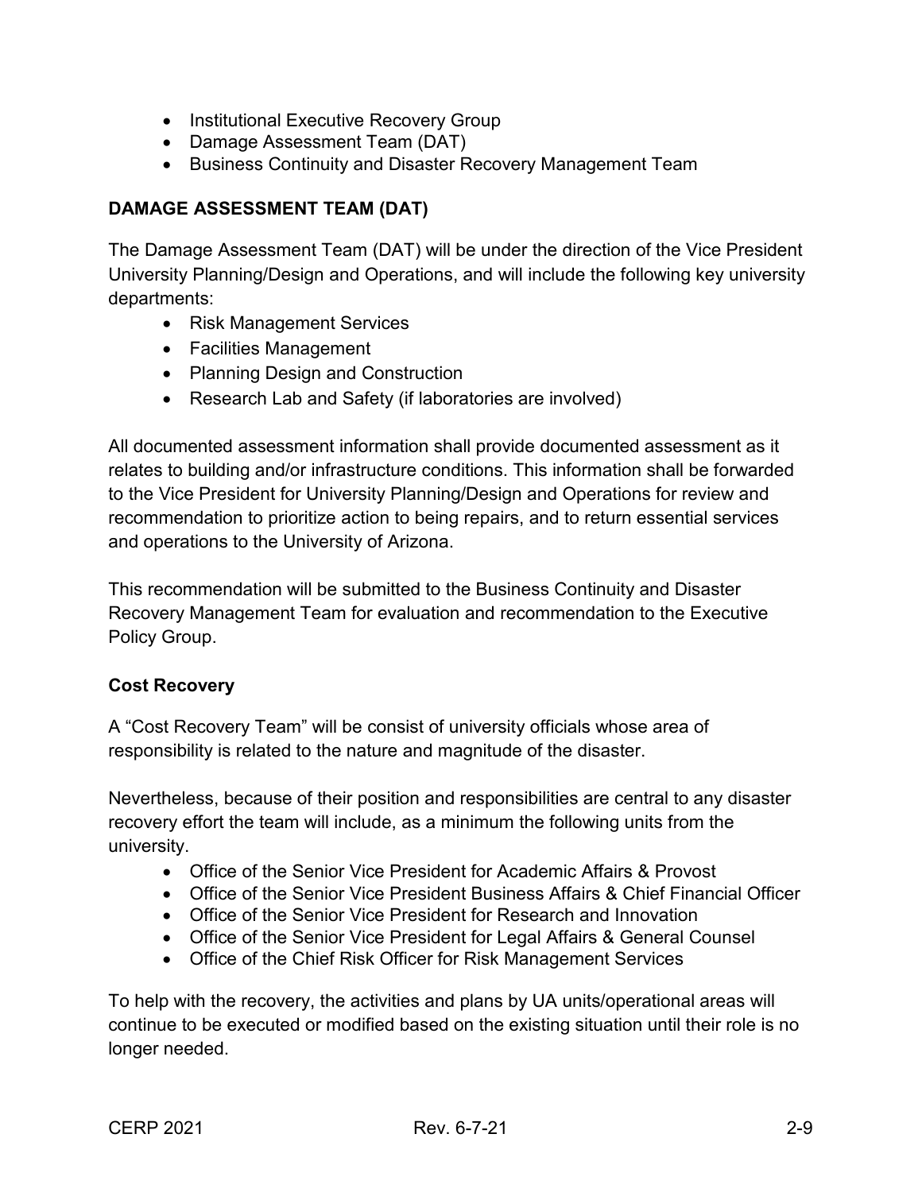- Institutional Executive Recovery Group
- Damage Assessment Team (DAT)
- Business Continuity and Disaster Recovery Management Team

## DAMAGE ASSESSMENT TEAM (DAT)

The Damage Assessment Team (DAT) will be under the direction of the Vice President University Planning/Design and Operations, and will include the following key university departments:

- Risk Management Services
- Facilities Management
- Planning Design and Construction
- Research Lab and Safety (if laboratories are involved)

All documented assessment information shall provide documented assessment as it relates to building and/or infrastructure conditions. This information shall be forwarded to the Vice President for University Planning/Design and Operations for review and recommendation to prioritize action to being repairs, and to return essential services and operations to the University of Arizona.

This recommendation will be submitted to the Business Continuity and Disaster Recovery Management Team for evaluation and recommendation to the Executive Policy Group.

### Cost Recovery

A "Cost Recovery Team" will be consist of university officials whose area of responsibility is related to the nature and magnitude of the disaster.

Nevertheless, because of their position and responsibilities are central to any disaster recovery effort the team will include, as a minimum the following units from the university.

- Office of the Senior Vice President for Academic Affairs & Provost
- Office of the Senior Vice President Business Affairs & Chief Financial Officer
- Office of the Senior Vice President for Research and Innovation
- Office of the Senior Vice President for Legal Affairs & General Counsel
- Office of the Chief Risk Officer for Risk Management Services

To help with the recovery, the activities and plans by UA units/operational areas will continue to be executed or modified based on the existing situation until their role is no longer needed.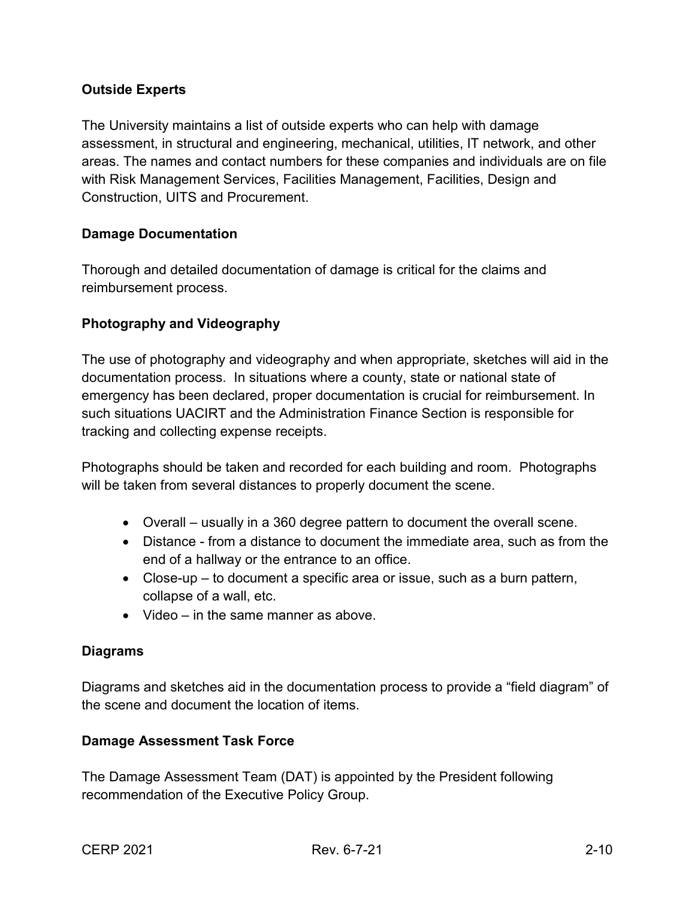### Outside Experts

The University maintains a list of outside experts who can help with damage assessment, in structural and engineering, mechanical, utilities, IT network, and other areas. The names and contact numbers for these companies and individuals are on file with Risk Management Services, Facilities Management, Facilities, Design and Construction, UITS and Procurement.

### Damage Documentation

Thorough and detailed documentation of damage is critical for the claims and reimbursement process.

### Photography and Videography

The use of photography and videography and when appropriate, sketches will aid in the documentation process. In situations where a county, state or national state of emergency has been declared, proper documentation is crucial for reimbursement. In such situations UACIRT and the Administration Finance Section is responsible for tracking and collecting expense receipts.

Photographs should be taken and recorded for each building and room. Photographs will be taken from several distances to properly document the scene.

- Overall – usually in a 360 degree pattern to document the overall scene.
- Distance - from a distance to document the immediate area, such as from the end of a hallway or the entrance to an office.
- Close-up – to document a specific area or issue, such as a burn pattern, collapse of a wall, etc.
- Video – in the same manner as above.

### Diagrams

Diagrams and sketches aid in the documentation process to provide a "field diagram" of the scene and document the location of items.

### Damage Assessment Task Force

The Damage Assessment Team (DAT) is appointed by the President following recommendation of the Executive Policy Group.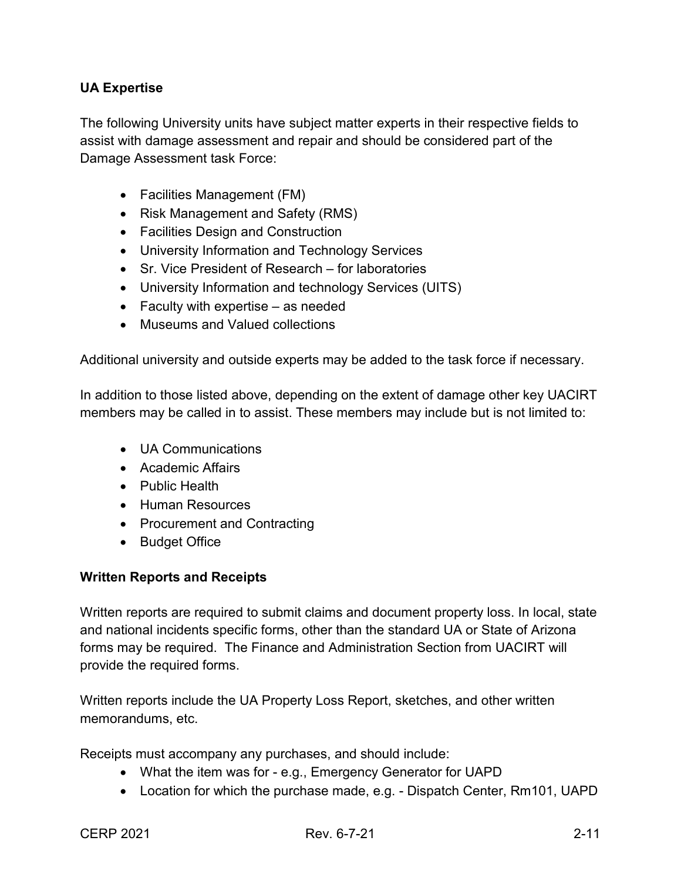**UA Expertise**

The following University units have subject matter experts in their respective fields to assist with damage assessment and repair and should be considered part of the Damage Assessment task Force:

- Facilities Management (FM)
- Risk Management and Safety (RMS)
- Facilities Design and Construction
- University Information and Technology Services
- Sr. Vice President of Research – for laboratories
- University Information and technology Services (UITS)
- Faculty with expertise – as needed
- Museums and Valued collections

Additional university and outside experts may be added to the task force if necessary.

In addition to those listed above, depending on the extent of damage other key UACIRT members may be called in to assist. These members may include but is not limited to:

- UA Communications
- Academic Affairs
- Public Health
- Human Resources
- Procurement and Contracting
- Budget Office

**Written Reports and Receipts**

Written reports are required to submit claims and document property loss. In local, state and national incidents specific forms, other than the standard UA or State of Arizona forms may be required. The Finance and Administration Section from UACIRT will provide the required forms.

Written reports include the UA Property Loss Report, sketches, and other written memorandums, etc.

Receipts must accompany any purchases, and should include:

- What the item was for - e.g., Emergency Generator for UAPD
- Location for which the purchase made, e.g. - Dispatch Center, Rm101, UAPD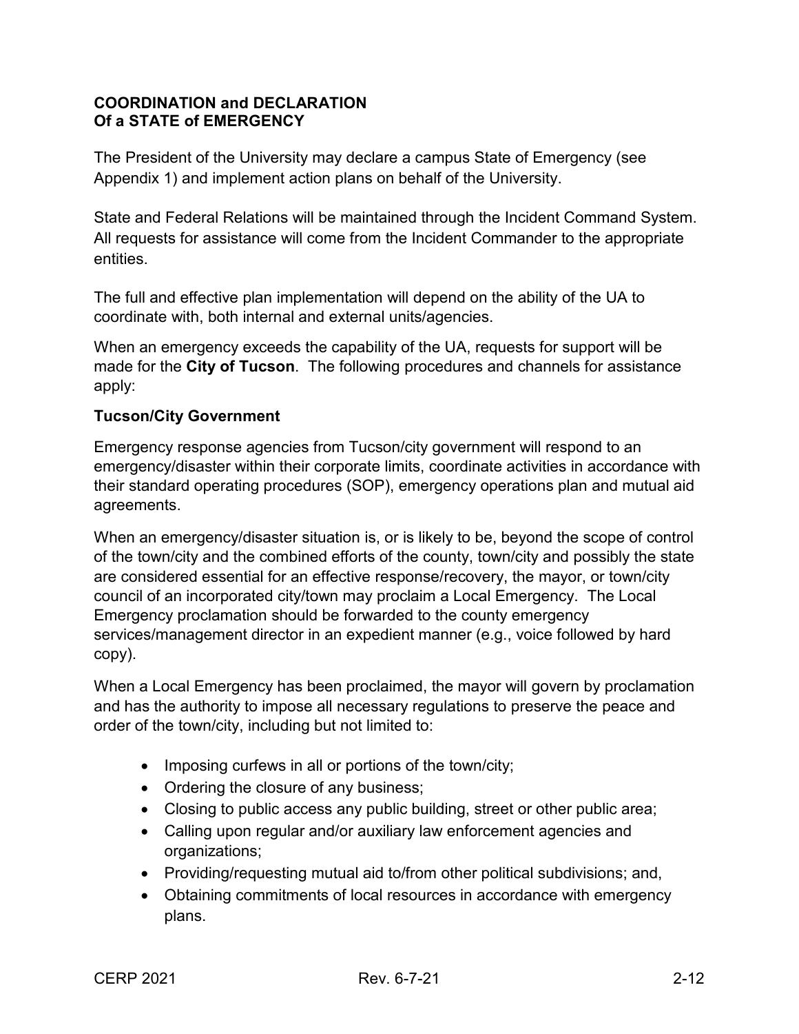**COORDINATION and DECLARATION Of a STATE of EMERGENCY**

The President of the University may declare a campus State of Emergency (see Appendix 1) and implement action plans on behalf of the University.

State and Federal Relations will be maintained through the Incident Command System. All requests for assistance will come from the Incident Commander to the appropriate entities.

The full and effective plan implementation will depend on the ability of the UA to coordinate with, both internal and external units/agencies.

When an emergency exceeds the capability of the UA, requests for support will be made for the **City of Tucson**. The following procedures and channels for assistance apply:

**Tucson/City Government**

Emergency response agencies from Tucson/city government will respond to an emergency/disaster within their corporate limits, coordinate activities in accordance with their standard operating procedures (SOP), emergency operations plan and mutual aid agreements.

When an emergency/disaster situation is, or is likely to be, beyond the scope of control of the town/city and the combined efforts of the county, town/city and possibly the state are considered essential for an effective response/recovery, the mayor, or town/city council of an incorporated city/town may proclaim a Local Emergency. The Local Emergency proclamation should be forwarded to the county emergency services/management director in an expedient manner (e.g., voice followed by hard copy).

When a Local Emergency has been proclaimed, the mayor will govern by proclamation and has the authority to impose all necessary regulations to preserve the peace and order of the town/city, including but not limited to:

- Imposing curfews in all or portions of the town/city;
- Ordering the closure of any business;
- Closing to public access any public building, street or other public area;
- Calling upon regular and/or auxiliary law enforcement agencies and organizations;
- Providing/requesting mutual aid to/from other political subdivisions; and,
- Obtaining commitments of local resources in accordance with emergency plans.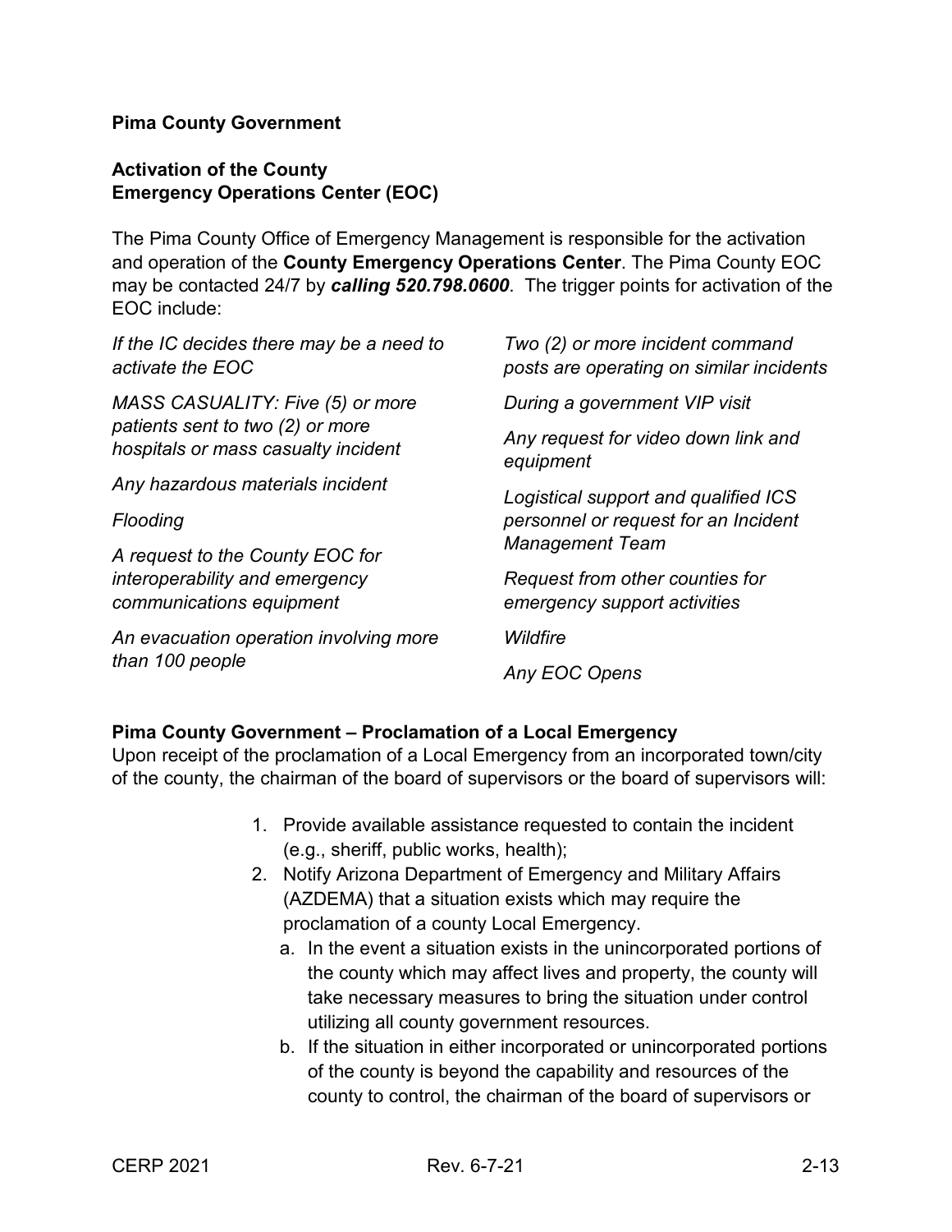**Pima County Government**

**Activation of the County Emergency Operations Center (EOC)**

The Pima County Office of Emergency Management is responsible for the activation and operation of the **County Emergency Operations Center**. The Pima County EOC may be contacted 24/7 by ***calling 520.798.0600***. The trigger points for activation of the EOC include:

*If the IC decides there may be a need to activate the EOC*

*MASS CASUALITY: Five (5) or more patients sent to two (2) or more hospitals or mass casualty incident*

*Any hazardous materials incident*

*Flooding*

*A request to the County EOC for interoperability and emergency communications equipment*

*An evacuation operation involving more than 100 people*

*Two (2) or more incident command posts are operating on similar incidents*

*During a government VIP visit*

*Any request for video down link and equipment*

*Logistical support and qualified ICS personnel or request for an Incident Management Team*

*Request from other counties for emergency support activities*

*Wildfire*

*Any EOC Opens*

**Pima County Government – Proclamation of a Local Emergency**

Upon receipt of the proclamation of a Local Emergency from an incorporated town/city of the county, the chairman of the board of supervisors or the board of supervisors will:

1. Provide available assistance requested to contain the incident (e.g., sheriff, public works, health);
2. Notify Arizona Department of Emergency and Military Affairs (AZDEMA) that a situation exists which may require the proclamation of a county Local Emergency.
   a. In the event a situation exists in the unincorporated portions of the county which may affect lives and property, the county will take necessary measures to bring the situation under control utilizing all county government resources.
   b. If the situation in either incorporated or unincorporated portions of the county is beyond the capability and resources of the county to control, the chairman of the board of supervisors or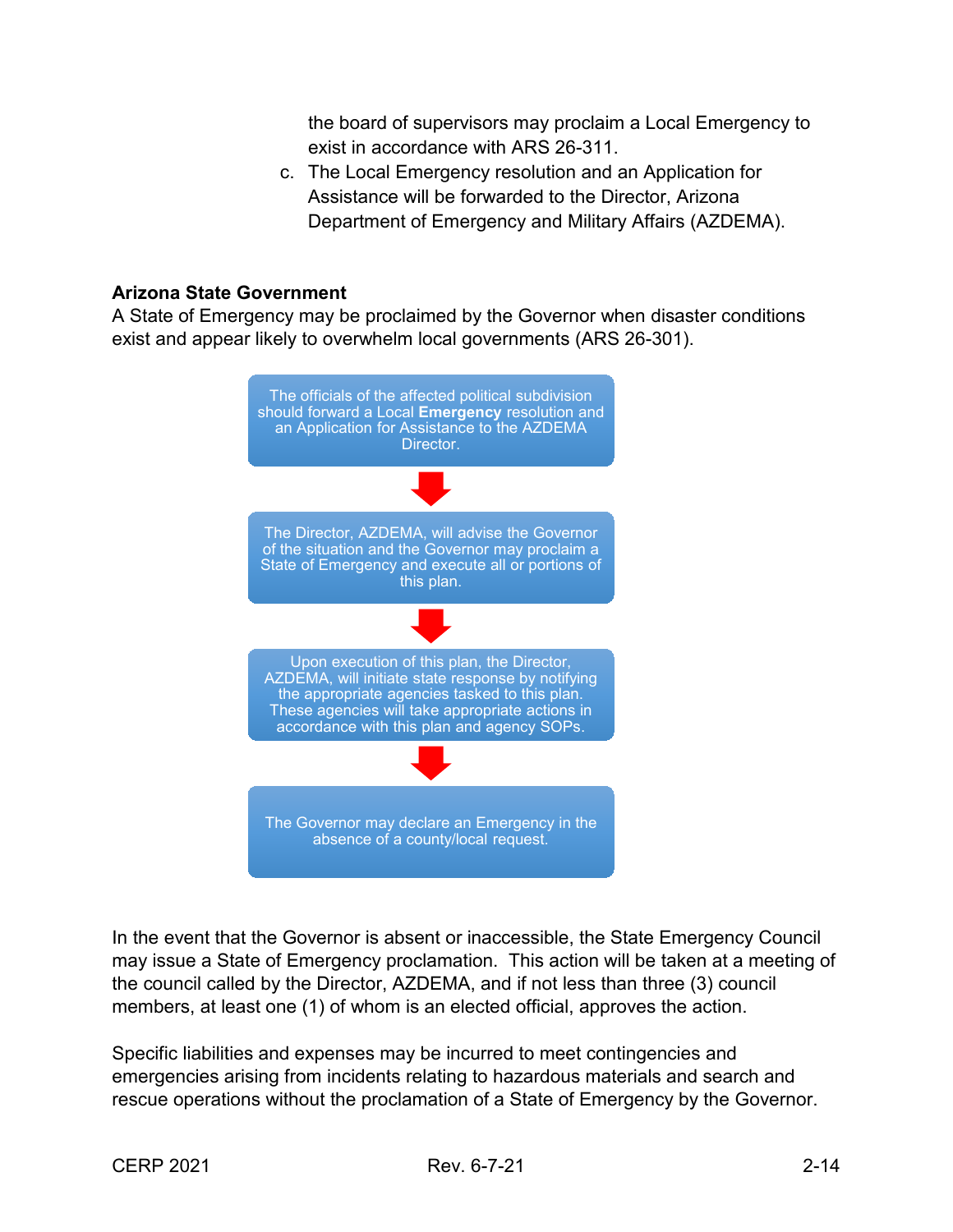the board of supervisors may proclaim a Local Emergency to exist in accordance with ARS 26-311.

c. The Local Emergency resolution and an Application for Assistance will be forwarded to the Director, Arizona Department of Emergency and Military Affairs (AZDEMA).

**Arizona State Government**

A State of Emergency may be proclaimed by the Governor when disaster conditions exist and appear likely to overwhelm local governments (ARS 26-301).

The officials of the affected political subdivision should forward a Local **Emergency** resolution and an Application for Assistance to the AZDEMA Director.

↓

The Director, AZDEMA, will advise the Governor of the situation and the Governor may proclaim a State of Emergency and execute all or portions of this plan.

↓

Upon execution of this plan, the Director, AZDEMA, will initiate state response by notifying the appropriate agencies tasked to this plan. These agencies will take appropriate actions in accordance with this plan and agency SOPs.

↓

The Governor may declare an Emergency in the absence of a county/local request.

In the event that the Governor is absent or inaccessible, the State Emergency Council may issue a State of Emergency proclamation. This action will be taken at a meeting of the council called by the Director, AZDEMA, and if not less than three (3) council members, at least one (1) of whom is an elected official, approves the action.

Specific liabilities and expenses may be incurred to meet contingencies and emergencies arising from incidents relating to hazardous materials and search and rescue operations without the proclamation of a State of Emergency by the Governor.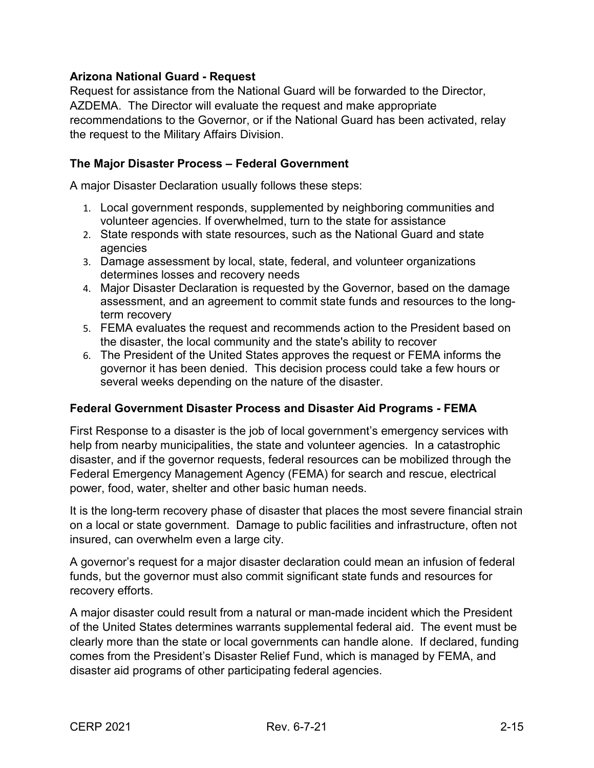**Arizona National Guard - Request**

Request for assistance from the National Guard will be forwarded to the Director, AZDEMA. The Director will evaluate the request and make appropriate recommendations to the Governor, or if the National Guard has been activated, relay the request to the Military Affairs Division.

**The Major Disaster Process – Federal Government**

A major Disaster Declaration usually follows these steps:

1. Local government responds, supplemented by neighboring communities and volunteer agencies. If overwhelmed, turn to the state for assistance
2. State responds with state resources, such as the National Guard and state agencies
3. Damage assessment by local, state, federal, and volunteer organizations determines losses and recovery needs
4. Major Disaster Declaration is requested by the Governor, based on the damage assessment, and an agreement to commit state funds and resources to the long-term recovery
5. FEMA evaluates the request and recommends action to the President based on the disaster, the local community and the state's ability to recover
6. The President of the United States approves the request or FEMA informs the governor it has been denied. This decision process could take a few hours or several weeks depending on the nature of the disaster.

**Federal Government Disaster Process and Disaster Aid Programs - FEMA**

First Response to a disaster is the job of local government's emergency services with help from nearby municipalities, the state and volunteer agencies. In a catastrophic disaster, and if the governor requests, federal resources can be mobilized through the Federal Emergency Management Agency (FEMA) for search and rescue, electrical power, food, water, shelter and other basic human needs.

It is the long-term recovery phase of disaster that places the most severe financial strain on a local or state government. Damage to public facilities and infrastructure, often not insured, can overwhelm even a large city.

A governor's request for a major disaster declaration could mean an infusion of federal funds, but the governor must also commit significant state funds and resources for recovery efforts.

A major disaster could result from a natural or man-made incident which the President of the United States determines warrants supplemental federal aid. The event must be clearly more than the state or local governments can handle alone. If declared, funding comes from the President's Disaster Relief Fund, which is managed by FEMA, and disaster aid programs of other participating federal agencies.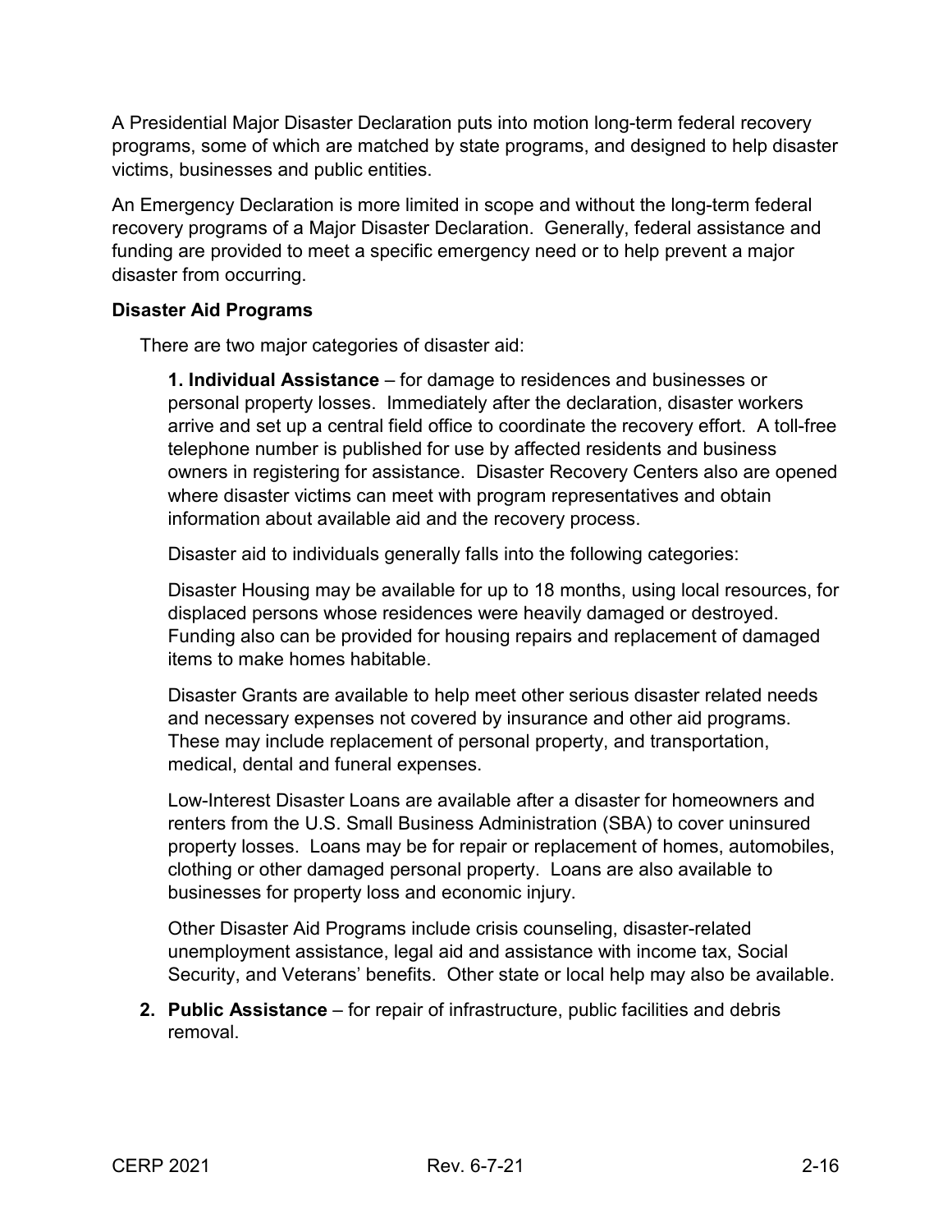A Presidential Major Disaster Declaration puts into motion long-term federal recovery programs, some of which are matched by state programs, and designed to help disaster victims, businesses and public entities.

An Emergency Declaration is more limited in scope and without the long-term federal recovery programs of a Major Disaster Declaration. Generally, federal assistance and funding are provided to meet a specific emergency need or to help prevent a major disaster from occurring.

**Disaster Aid Programs**

There are two major categories of disaster aid:

**1. Individual Assistance** – for damage to residences and businesses or personal property losses. Immediately after the declaration, disaster workers arrive and set up a central field office to coordinate the recovery effort. A toll-free telephone number is published for use by affected residents and business owners in registering for assistance. Disaster Recovery Centers also are opened where disaster victims can meet with program representatives and obtain information about available aid and the recovery process.

Disaster aid to individuals generally falls into the following categories:

Disaster Housing may be available for up to 18 months, using local resources, for displaced persons whose residences were heavily damaged or destroyed. Funding also can be provided for housing repairs and replacement of damaged items to make homes habitable.

Disaster Grants are available to help meet other serious disaster related needs and necessary expenses not covered by insurance and other aid programs. These may include replacement of personal property, and transportation, medical, dental and funeral expenses.

Low-Interest Disaster Loans are available after a disaster for homeowners and renters from the U.S. Small Business Administration (SBA) to cover uninsured property losses. Loans may be for repair or replacement of homes, automobiles, clothing or other damaged personal property. Loans are also available to businesses for property loss and economic injury.

Other Disaster Aid Programs include crisis counseling, disaster-related unemployment assistance, legal aid and assistance with income tax, Social Security, and Veterans' benefits. Other state or local help may also be available.

**2. Public Assistance** – for repair of infrastructure, public facilities and debris removal.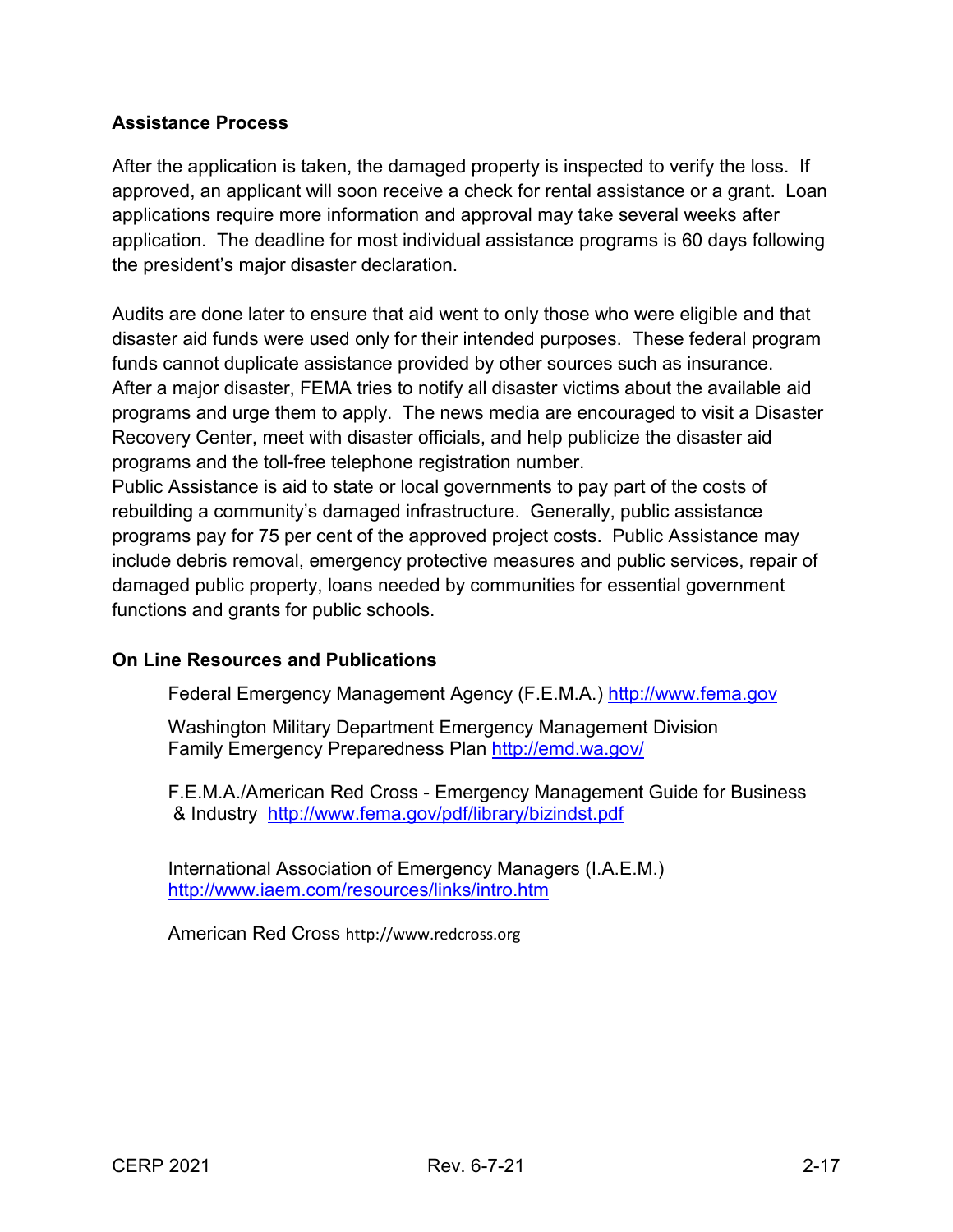### Assistance Process

After the application is taken, the damaged property is inspected to verify the loss. If approved, an applicant will soon receive a check for rental assistance or a grant. Loan applications require more information and approval may take several weeks after application. The deadline for most individual assistance programs is 60 days following the president's major disaster declaration.

Audits are done later to ensure that aid went to only those who were eligible and that disaster aid funds were used only for their intended purposes. These federal program funds cannot duplicate assistance provided by other sources such as insurance. After a major disaster, FEMA tries to notify all disaster victims about the available aid programs and urge them to apply. The news media are encouraged to visit a Disaster Recovery Center, meet with disaster officials, and help publicize the disaster aid programs and the toll-free telephone registration number.
Public Assistance is aid to state or local governments to pay part of the costs of rebuilding a community's damaged infrastructure. Generally, public assistance programs pay for 75 per cent of the approved project costs. Public Assistance may include debris removal, emergency protective measures and public services, repair of damaged public property, loans needed by communities for essential government functions and grants for public schools.

### On Line Resources and Publications

Federal Emergency Management Agency (F.E.M.A.) http://www.fema.gov

Washington Military Department Emergency Management Division
Family Emergency Preparedness Plan http://emd.wa.gov/

F.E.M.A./American Red Cross - Emergency Management Guide for Business & Industry http://www.fema.gov/pdf/library/bizindst.pdf

International Association of Emergency Managers (I.A.E.M.)
http://www.iaem.com/resources/links/intro.htm

American Red Cross http://www.redcross.org